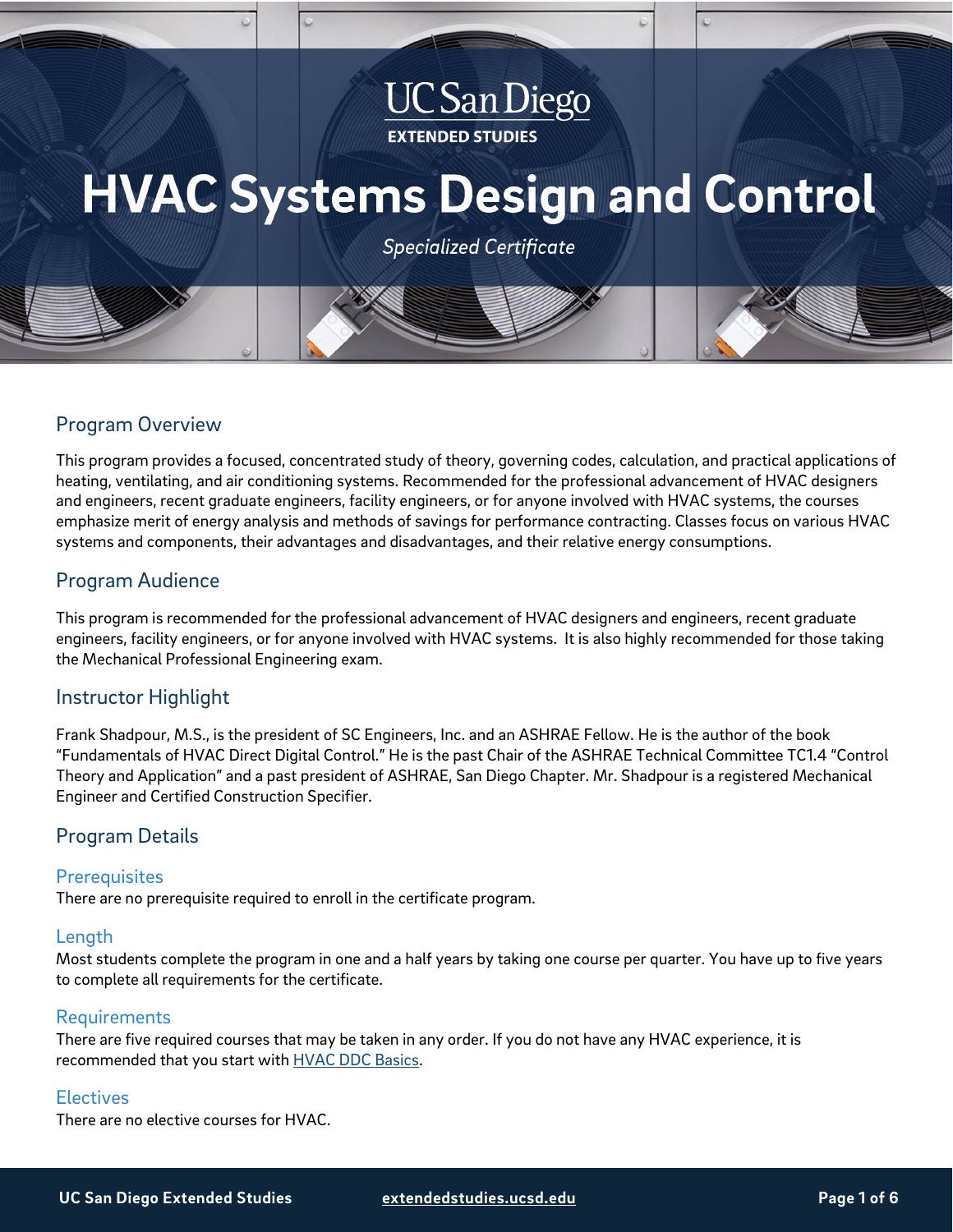UC San Diego

EXTENDED STUDIES

# HVAC Systems Design and Control

*Specialized Certificate*

## Program Overview

This program provides a focused, concentrated study of theory, governing codes, calculation, and practical applications of heating, ventilating, and air conditioning systems. Recommended for the professional advancement of HVAC designers and engineers, recent graduate engineers, facility engineers, or for anyone involved with HVAC systems, the courses emphasize merit of energy analysis and methods of savings for performance contracting. Classes focus on various HVAC systems and components, their advantages and disadvantages, and their relative energy consumptions.

## Program Audience

This program is recommended for the professional advancement of HVAC designers and engineers, recent graduate engineers, facility engineers, or for anyone involved with HVAC systems. It is also highly recommended for those taking the Mechanical Professional Engineering exam.

## Instructor Highlight

Frank Shadpour, M.S., is the president of SC Engineers, Inc. and an ASHRAE Fellow. He is the author of the book "Fundamentals of HVAC Direct Digital Control." He is the past Chair of the ASHRAE Technical Committee TC1.4 "Control Theory and Application" and a past president of ASHRAE, San Diego Chapter. Mr. Shadpour is a registered Mechanical Engineer and Certified Construction Specifier.

## Program Details

### Prerequisites

There are no prerequisite required to enroll in the certificate program.

### Length

Most students complete the program in one and a half years by taking one course per quarter. You have up to five years to complete all requirements for the certificate.

### Requirements

There are five required courses that may be taken in any order. If you do not have any HVAC experience, it is recommended that you start with HVAC DDC Basics.

### Electives

There are no elective courses for HVAC.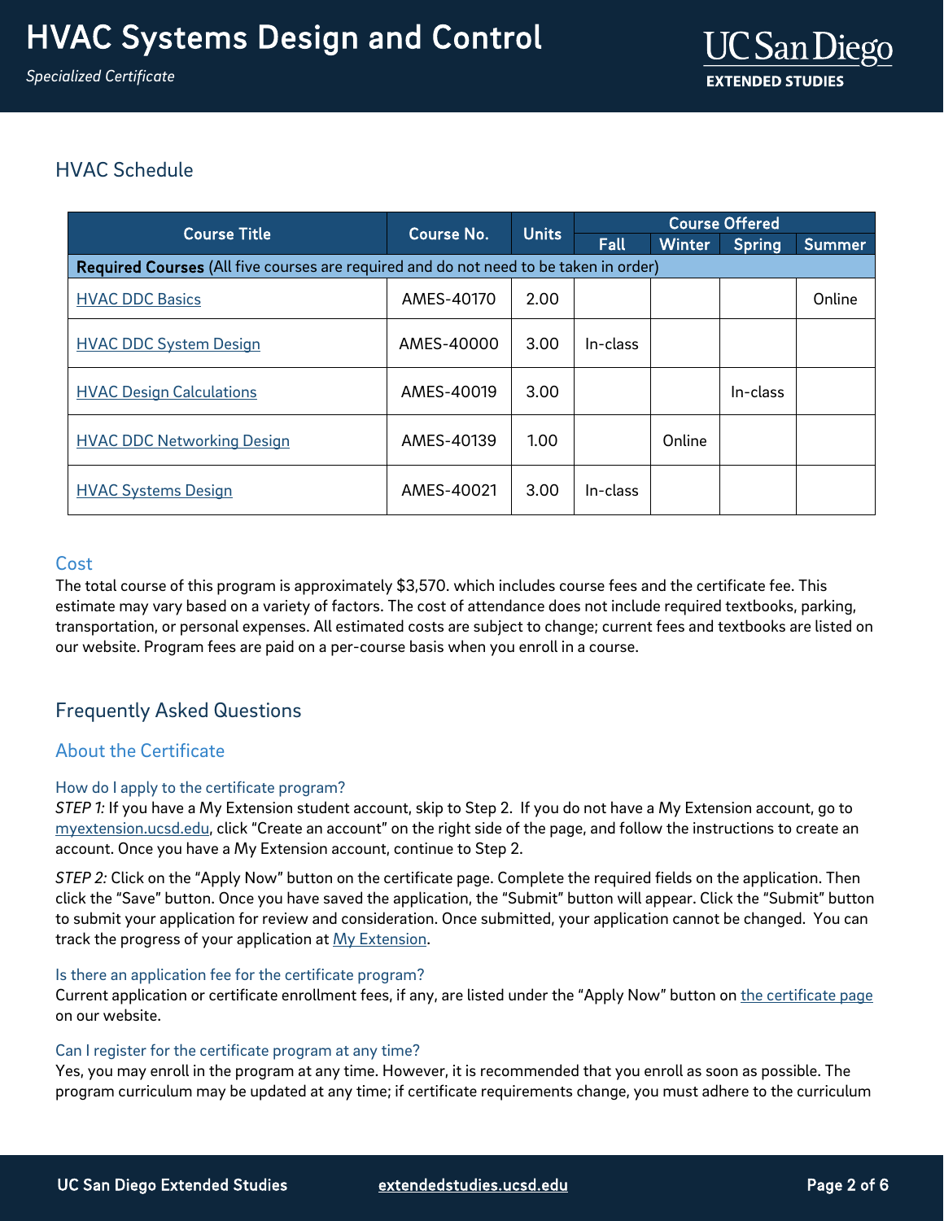## HVAC Schedule

| Course Title | Course No. | Units | Course Offered | | | |
|---|---|---|---|---|---|---|
| | | | Fall | Winter | Spring | Summer |
| **Required Courses** (All five courses are required and do not need to be taken in order) | | | | | | |
| HVAC DDC Basics | AMES-40170 | 2.00 | | | | Online |
| HVAC DDC System Design | AMES-40000 | 3.00 | In-class | | | |
| HVAC Design Calculations | AMES-40019 | 3.00 | | | In-class | |
| HVAC DDC Networking Design | AMES-40139 | 1.00 | | Online | | |
| HVAC Systems Design | AMES-40021 | 3.00 | In-class | | | |

### Cost

The total course of this program is approximately $3,570. which includes course fees and the certificate fee. This estimate may vary based on a variety of factors. The cost of attendance does not include required textbooks, parking, transportation, or personal expenses. All estimated costs are subject to change; current fees and textbooks are listed on our website. Program fees are paid on a per-course basis when you enroll in a course.

## Frequently Asked Questions

### About the Certificate

#### How do I apply to the certificate program?

*STEP 1:* If you have a My Extension student account, skip to Step 2. If you do not have a My Extension account, go to myextension.ucsd.edu, click "Create an account" on the right side of the page, and follow the instructions to create an account. Once you have a My Extension account, continue to Step 2.

*STEP 2:* Click on the "Apply Now" button on the certificate page. Complete the required fields on the application. Then click the "Save" button. Once you have saved the application, the "Submit" button will appear. Click the "Submit" button to submit your application for review and consideration. Once submitted, your application cannot be changed. You can track the progress of your application at My Extension.

#### Is there an application fee for the certificate program?

Current application or certificate enrollment fees, if any, are listed under the "Apply Now" button on the certificate page on our website.

#### Can I register for the certificate program at any time?

Yes, you may enroll in the program at any time. However, it is recommended that you enroll as soon as possible. The program curriculum may be updated at any time; if certificate requirements change, you must adhere to the curriculum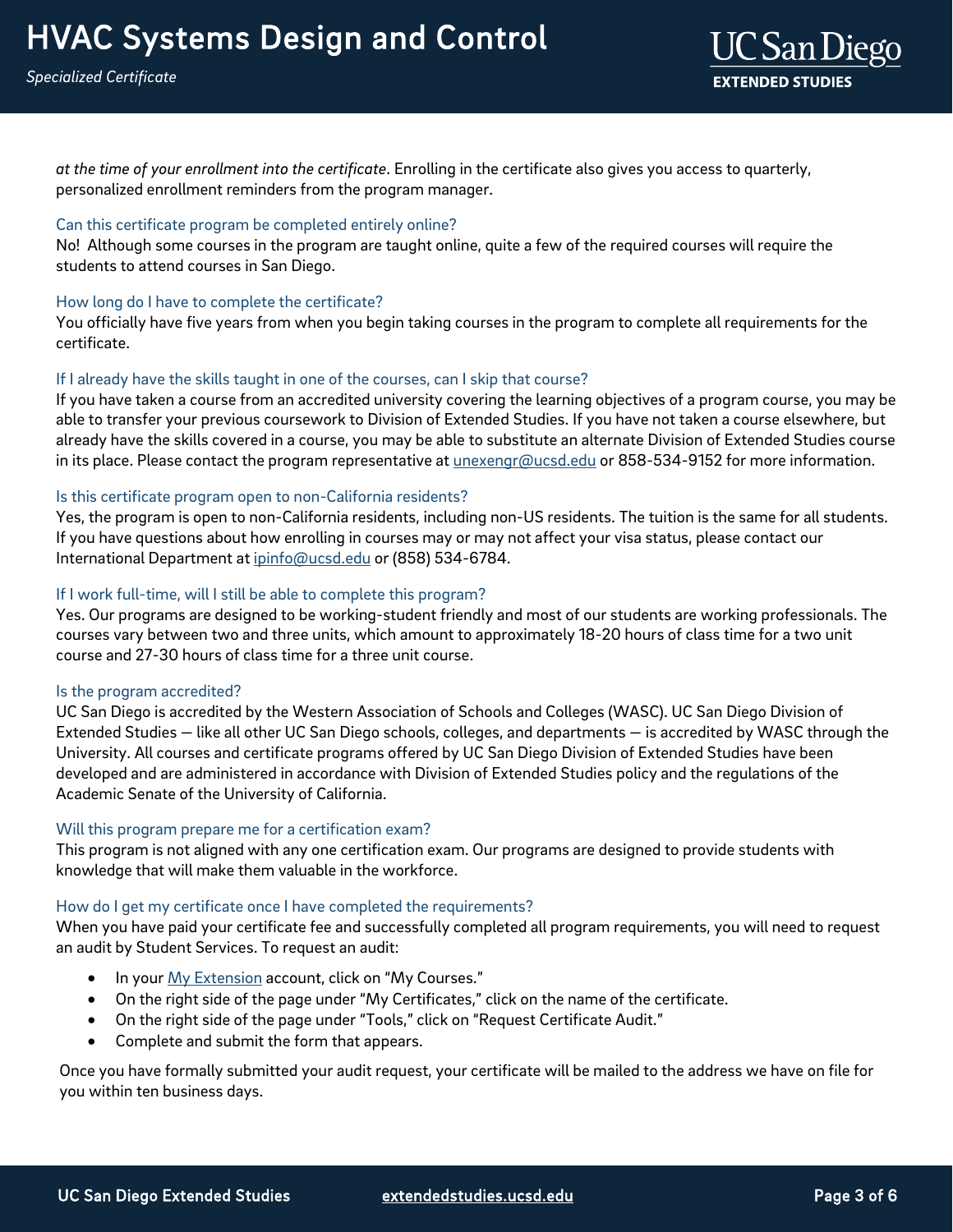*at the time of your enrollment into the certificate*. Enrolling in the certificate also gives you access to quarterly, personalized enrollment reminders from the program manager.

### Can this certificate program be completed entirely online?

No!  Although some courses in the program are taught online, quite a few of the required courses will require the students to attend courses in San Diego.

### How long do I have to complete the certificate?

You officially have five years from when you begin taking courses in the program to complete all requirements for the certificate.

### If I already have the skills taught in one of the courses, can I skip that course?

If you have taken a course from an accredited university covering the learning objectives of a program course, you may be able to transfer your previous coursework to Division of Extended Studies. If you have not taken a course elsewhere, but already have the skills covered in a course, you may be able to substitute an alternate Division of Extended Studies course in its place. Please contact the program representative at unexengr@ucsd.edu or 858-534-9152 for more information.

### Is this certificate program open to non-California residents?

Yes, the program is open to non-California residents, including non-US residents. The tuition is the same for all students. If you have questions about how enrolling in courses may or may not affect your visa status, please contact our International Department at ipinfo@ucsd.edu or (858) 534-6784.

### If I work full-time, will I still be able to complete this program?

Yes. Our programs are designed to be working-student friendly and most of our students are working professionals. The courses vary between two and three units, which amount to approximately 18-20 hours of class time for a two unit course and 27-30 hours of class time for a three unit course.

### Is the program accredited?

UC San Diego is accredited by the Western Association of Schools and Colleges (WASC). UC San Diego Division of Extended Studies — like all other UC San Diego schools, colleges, and departments — is accredited by WASC through the University. All courses and certificate programs offered by UC San Diego Division of Extended Studies have been developed and are administered in accordance with Division of Extended Studies policy and the regulations of the Academic Senate of the University of California.

### Will this program prepare me for a certification exam?

This program is not aligned with any one certification exam. Our programs are designed to provide students with knowledge that will make them valuable in the workforce.

### How do I get my certificate once I have completed the requirements?

When you have paid your certificate fee and successfully completed all program requirements, you will need to request an audit by Student Services. To request an audit:

- In your My Extension account, click on "My Courses."
- On the right side of the page under "My Certificates," click on the name of the certificate.
- On the right side of the page under "Tools," click on "Request Certificate Audit."
- Complete and submit the form that appears.

Once you have formally submitted your audit request, your certificate will be mailed to the address we have on file for you within ten business days.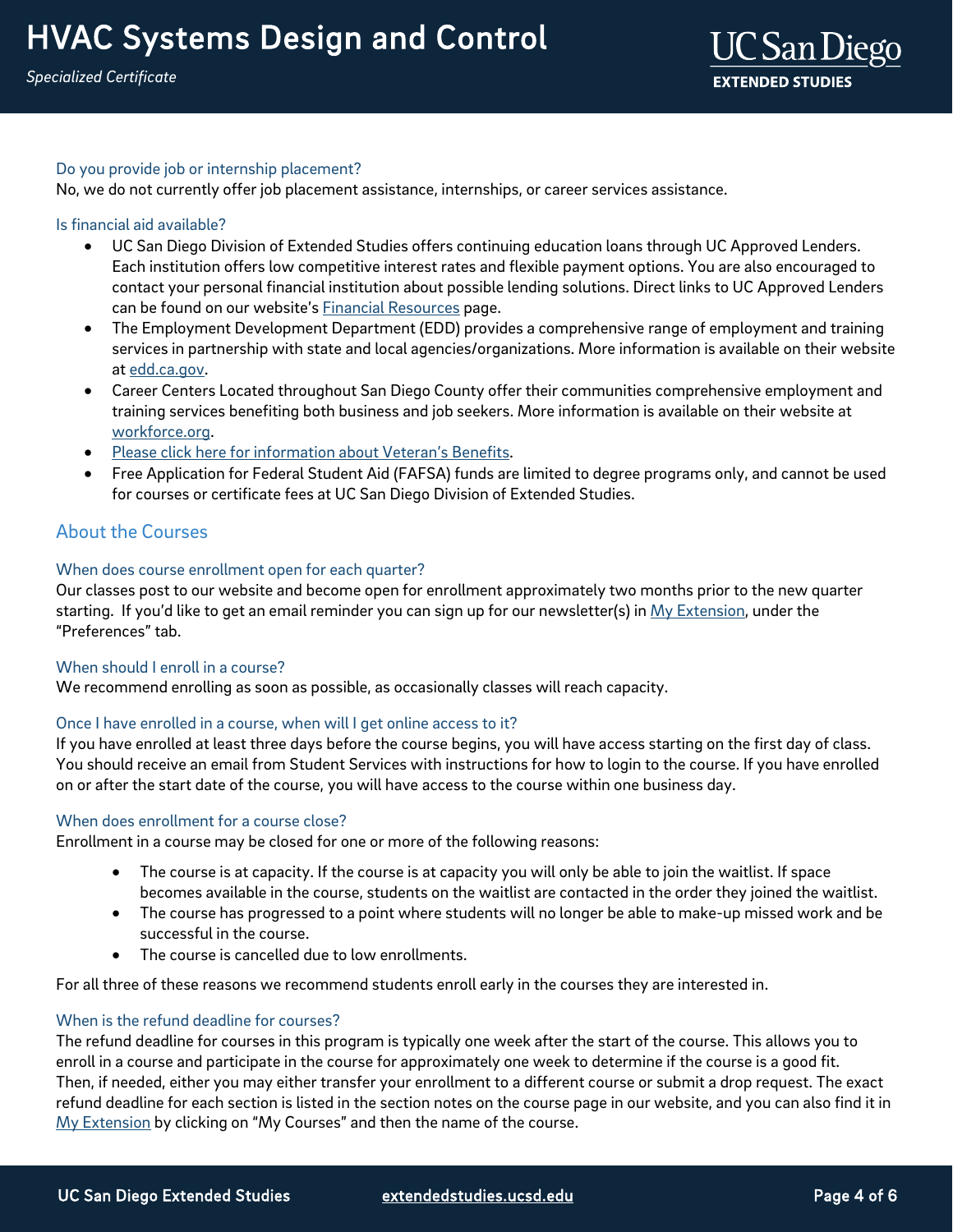### Do you provide job or internship placement?

No, we do not currently offer job placement assistance, internships, or career services assistance.

### Is financial aid available?

- UC San Diego Division of Extended Studies offers continuing education loans through UC Approved Lenders. Each institution offers low competitive interest rates and flexible payment options. You are also encouraged to contact your personal financial institution about possible lending solutions. Direct links to UC Approved Lenders can be found on our website's Financial Resources page.
- The Employment Development Department (EDD) provides a comprehensive range of employment and training services in partnership with state and local agencies/organizations. More information is available on their website at edd.ca.gov.
- Career Centers Located throughout San Diego County offer their communities comprehensive employment and training services benefiting both business and job seekers. More information is available on their website at workforce.org.
- Please click here for information about Veteran's Benefits.
- Free Application for Federal Student Aid (FAFSA) funds are limited to degree programs only, and cannot be used for courses or certificate fees at UC San Diego Division of Extended Studies.

## About the Courses

### When does course enrollment open for each quarter?

Our classes post to our website and become open for enrollment approximately two months prior to the new quarter starting. If you'd like to get an email reminder you can sign up for our newsletter(s) in My Extension, under the "Preferences" tab.

### When should I enroll in a course?

We recommend enrolling as soon as possible, as occasionally classes will reach capacity.

### Once I have enrolled in a course, when will I get online access to it?

If you have enrolled at least three days before the course begins, you will have access starting on the first day of class. You should receive an email from Student Services with instructions for how to login to the course. If you have enrolled on or after the start date of the course, you will have access to the course within one business day.

### When does enrollment for a course close?

Enrollment in a course may be closed for one or more of the following reasons:

- The course is at capacity. If the course is at capacity you will only be able to join the waitlist. If space becomes available in the course, students on the waitlist are contacted in the order they joined the waitlist.
- The course has progressed to a point where students will no longer be able to make-up missed work and be successful in the course.
- The course is cancelled due to low enrollments.

For all three of these reasons we recommend students enroll early in the courses they are interested in.

### When is the refund deadline for courses?

The refund deadline for courses in this program is typically one week after the start of the course. This allows you to enroll in a course and participate in the course for approximately one week to determine if the course is a good fit. Then, if needed, either you may either transfer your enrollment to a different course or submit a drop request. The exact refund deadline for each section is listed in the section notes on the course page in our website, and you can also find it in My Extension by clicking on "My Courses" and then the name of the course.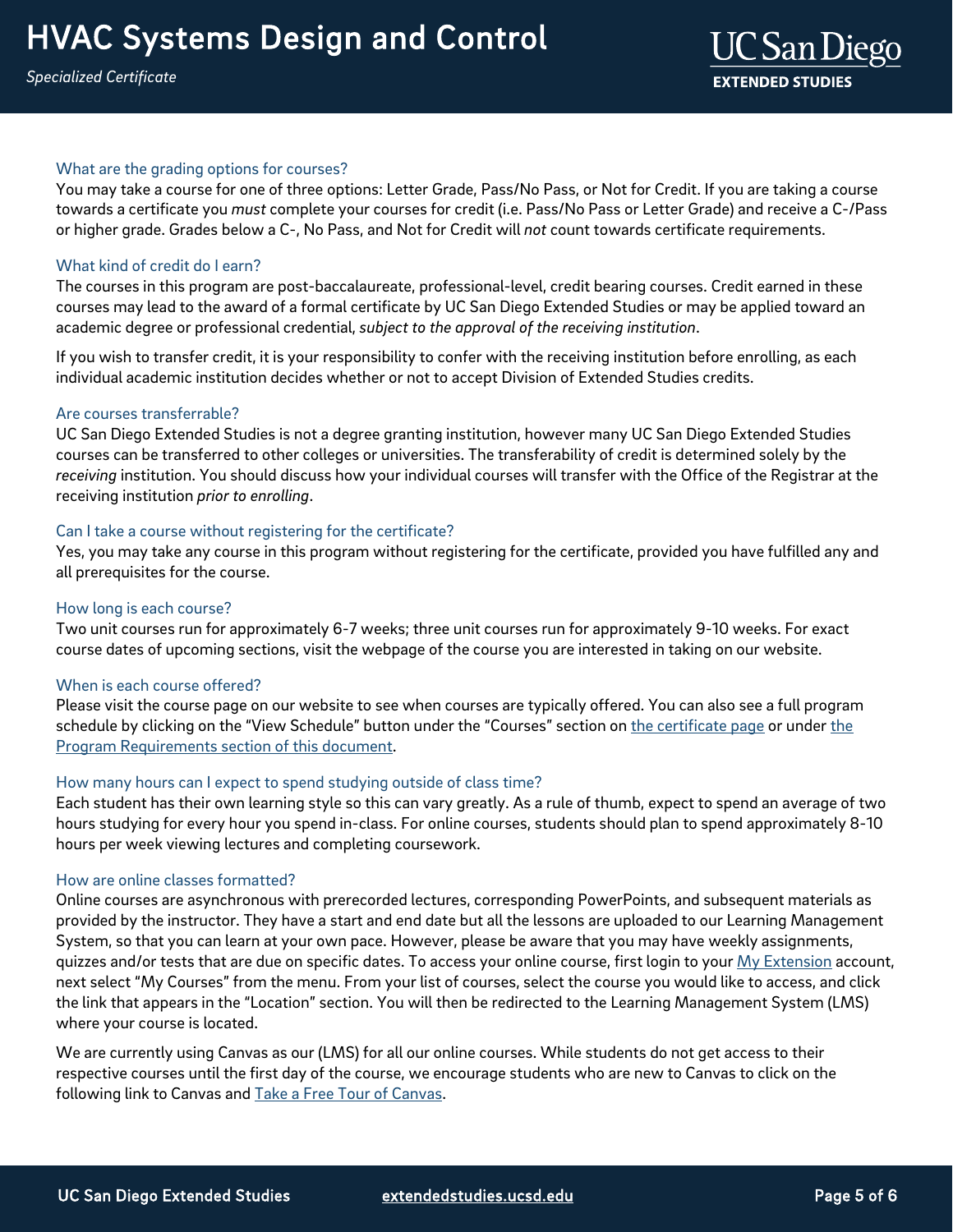### What are the grading options for courses?

You may take a course for one of three options: Letter Grade, Pass/No Pass, or Not for Credit. If you are taking a course towards a certificate you *must* complete your courses for credit (i.e. Pass/No Pass or Letter Grade) and receive a C-/Pass or higher grade. Grades below a C-, No Pass, and Not for Credit will *not* count towards certificate requirements.

### What kind of credit do I earn?

The courses in this program are post-baccalaureate, professional-level, credit bearing courses. Credit earned in these courses may lead to the award of a formal certificate by UC San Diego Extended Studies or may be applied toward an academic degree or professional credential, *subject to the approval of the receiving institution*.

If you wish to transfer credit, it is your responsibility to confer with the receiving institution before enrolling, as each individual academic institution decides whether or not to accept Division of Extended Studies credits.

### Are courses transferrable?

UC San Diego Extended Studies is not a degree granting institution, however many UC San Diego Extended Studies courses can be transferred to other colleges or universities. The transferability of credit is determined solely by the *receiving* institution. You should discuss how your individual courses will transfer with the Office of the Registrar at the receiving institution *prior to enrolling*.

### Can I take a course without registering for the certificate?

Yes, you may take any course in this program without registering for the certificate, provided you have fulfilled any and all prerequisites for the course.

### How long is each course?

Two unit courses run for approximately 6-7 weeks; three unit courses run for approximately 9-10 weeks. For exact course dates of upcoming sections, visit the webpage of the course you are interested in taking on our website.

### When is each course offered?

Please visit the course page on our website to see when courses are typically offered. You can also see a full program schedule by clicking on the "View Schedule" button under the "Courses" section on the certificate page or under the Program Requirements section of this document.

### How many hours can I expect to spend studying outside of class time?

Each student has their own learning style so this can vary greatly. As a rule of thumb, expect to spend an average of two hours studying for every hour you spend in-class. For online courses, students should plan to spend approximately 8-10 hours per week viewing lectures and completing coursework.

### How are online classes formatted?

Online courses are asynchronous with prerecorded lectures, corresponding PowerPoints, and subsequent materials as provided by the instructor. They have a start and end date but all the lessons are uploaded to our Learning Management System, so that you can learn at your own pace. However, please be aware that you may have weekly assignments, quizzes and/or tests that are due on specific dates. To access your online course, first login to your My Extension account, next select "My Courses" from the menu. From your list of courses, select the course you would like to access, and click the link that appears in the "Location" section. You will then be redirected to the Learning Management System (LMS) where your course is located.

We are currently using Canvas as our (LMS) for all our online courses. While students do not get access to their respective courses until the first day of the course, we encourage students who are new to Canvas to click on the following link to Canvas and Take a Free Tour of Canvas.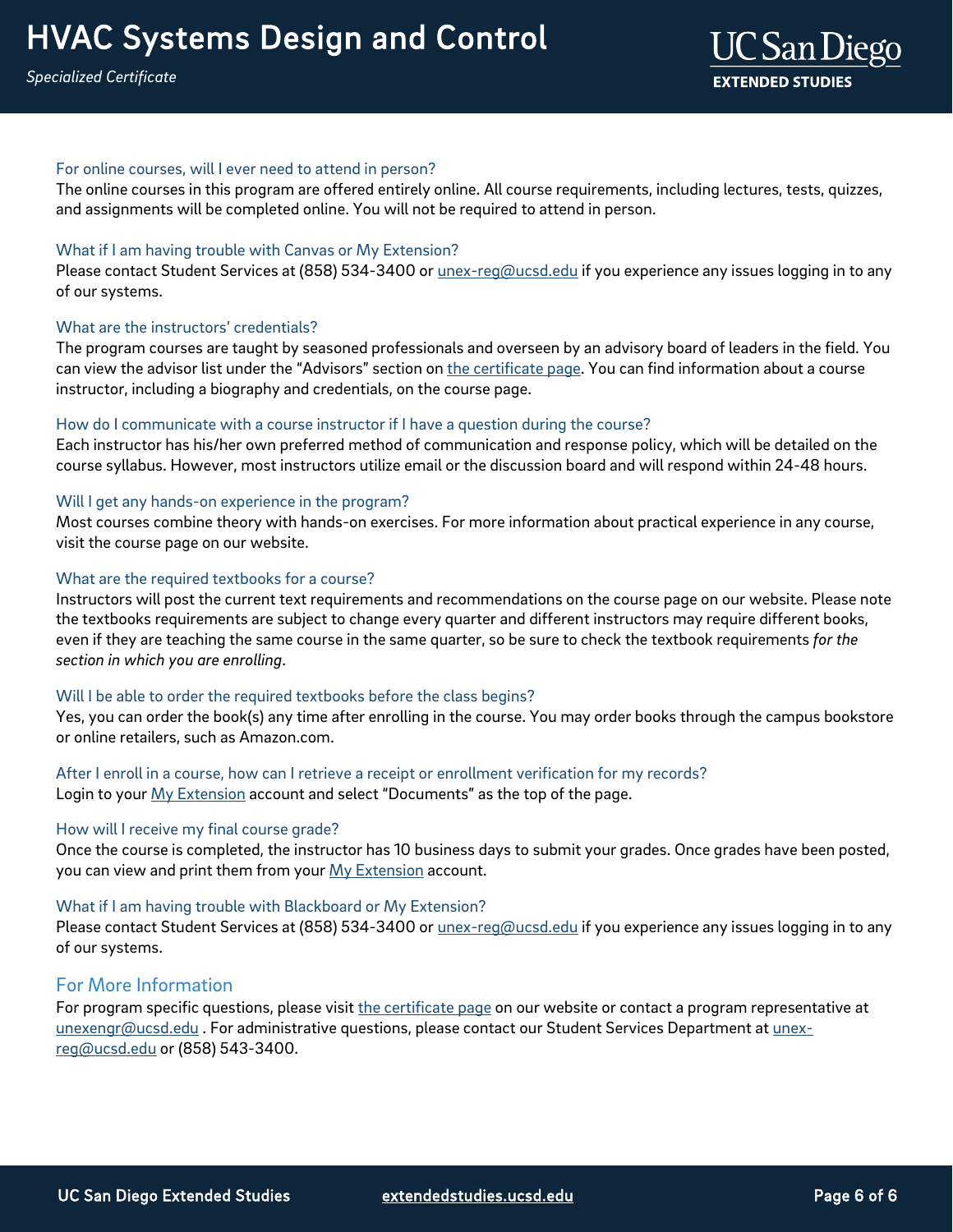### For online courses, will I ever need to attend in person?

The online courses in this program are offered entirely online. All course requirements, including lectures, tests, quizzes, and assignments will be completed online. You will not be required to attend in person.

### What if I am having trouble with Canvas or My Extension?

Please contact Student Services at (858) 534-3400 or [unex-reg@ucsd.edu](mailto:unex-reg@ucsd.edu) if you experience any issues logging in to any of our systems.

### What are the instructors' credentials?

The program courses are taught by seasoned professionals and overseen by an advisory board of leaders in the field. You can view the advisor list under the "Advisors" section on [the certificate page](). You can find information about a course instructor, including a biography and credentials, on the course page.

### How do I communicate with a course instructor if I have a question during the course?

Each instructor has his/her own preferred method of communication and response policy, which will be detailed on the course syllabus. However, most instructors utilize email or the discussion board and will respond within 24-48 hours.

### Will I get any hands-on experience in the program?

Most courses combine theory with hands-on exercises. For more information about practical experience in any course, visit the course page on our website.

### What are the required textbooks for a course?

Instructors will post the current text requirements and recommendations on the course page on our website. Please note the textbooks requirements are subject to change every quarter and different instructors may require different books, even if they are teaching the same course in the same quarter, so be sure to check the textbook requirements *for the section in which you are enrolling*.

### Will I be able to order the required textbooks before the class begins?

Yes, you can order the book(s) any time after enrolling in the course. You may order books through the campus bookstore or online retailers, such as Amazon.com.

### After I enroll in a course, how can I retrieve a receipt or enrollment verification for my records?

Login to your [My Extension]() account and select "Documents" as the top of the page.

### How will I receive my final course grade?

Once the course is completed, the instructor has 10 business days to submit your grades. Once grades have been posted, you can view and print them from your [My Extension]() account.

### What if I am having trouble with Blackboard or My Extension?

Please contact Student Services at (858) 534-3400 or [unex-reg@ucsd.edu](mailto:unex-reg@ucsd.edu) if you experience any issues logging in to any of our systems.

## For More Information

For program specific questions, please visit [the certificate page]() on our website or contact a program representative at [unexengr@ucsd.edu](mailto:unexengr@ucsd.edu) . For administrative questions, please contact our Student Services Department at [unex-reg@ucsd.edu](mailto:unex-reg@ucsd.edu) or (858) 543-3400.